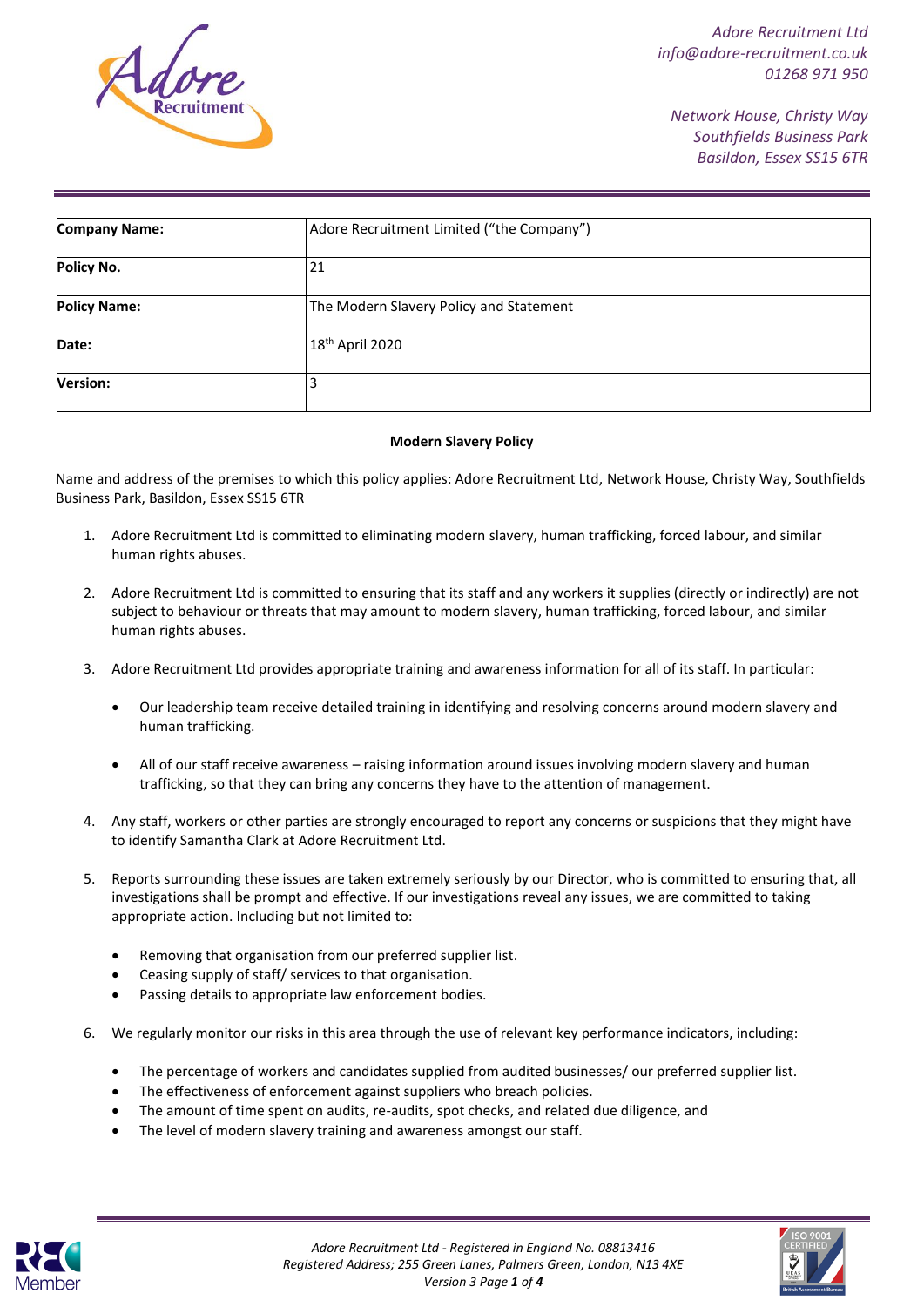Adore Recruitment Ltd
info@adore-recruitment.co.uk
01268 971 950

Network House, Christy Way
Southfields Business Park
Basildon, Essex SS15 6TR

| **Company Name:** | Adore Recruitment Limited ("the Company") |
|---|---|
| **Policy No.** | 21 |
| **Policy Name:** | The Modern Slavery Policy and Statement |
| **Date:** | 18th April 2020 |
| **Version:** | 3 |

**Modern Slavery Policy**

Name and address of the premises to which this policy applies: Adore Recruitment Ltd, Network House, Christy Way, Southfields Business Park, Basildon, Essex SS15 6TR

1. Adore Recruitment Ltd is committed to eliminating modern slavery, human trafficking, forced labour, and similar human rights abuses.

2. Adore Recruitment Ltd is committed to ensuring that its staff and any workers it supplies (directly or indirectly) are not subject to behaviour or threats that may amount to modern slavery, human trafficking, forced labour, and similar human rights abuses.

3. Adore Recruitment Ltd provides appropriate training and awareness information for all of its staff. In particular:

   - Our leadership team receive detailed training in identifying and resolving concerns around modern slavery and human trafficking.

   - All of our staff receive awareness – raising information around issues involving modern slavery and human trafficking, so that they can bring any concerns they have to the attention of management.

4. Any staff, workers or other parties are strongly encouraged to report any concerns or suspicions that they might have to identify Samantha Clark at Adore Recruitment Ltd.

5. Reports surrounding these issues are taken extremely seriously by our Director, who is committed to ensuring that, all investigations shall be prompt and effective. If our investigations reveal any issues, we are committed to taking appropriate action. Including but not limited to:

   - Removing that organisation from our preferred supplier list.
   - Ceasing supply of staff/ services to that organisation.
   - Passing details to appropriate law enforcement bodies.

6. We regularly monitor our risks in this area through the use of relevant key performance indicators, including:

   - The percentage of workers and candidates supplied from audited businesses/ our preferred supplier list.
   - The effectiveness of enforcement against suppliers who breach policies.
   - The amount of time spent on audits, re-audits, spot checks, and related due diligence, and
   - The level of modern slavery training and awareness amongst our staff.

*Adore Recruitment Ltd - Registered in England No. 08813416*
*Registered Address; 255 Green Lanes, Palmers Green, London, N13 4XE*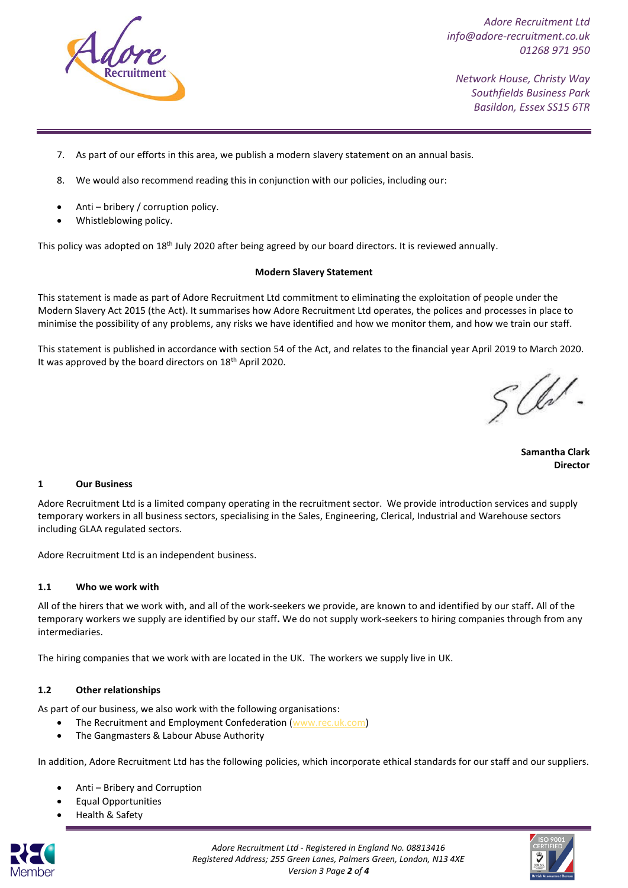7. As part of our efforts in this area, we publish a modern slavery statement on an annual basis.

8. We would also recommend reading this in conjunction with our policies, including our:

- Anti – bribery / corruption policy.
- Whistleblowing policy.

This policy was adopted on 18th July 2020 after being agreed by our board directors. It is reviewed annually.

**Modern Slavery Statement**

This statement is made as part of Adore Recruitment Ltd commitment to eliminating the exploitation of people under the Modern Slavery Act 2015 (the Act). It summarises how Adore Recruitment Ltd operates, the polices and processes in place to minimise the possibility of any problems, any risks we have identified and how we monitor them, and how we train our staff.

This statement is published in accordance with section 54 of the Act, and relates to the financial year April 2019 to March 2020. It was approved by the board directors on 18th April 2020.

**Samantha Clark**
**Director**

## 1 Our Business

Adore Recruitment Ltd is a limited company operating in the recruitment sector. We provide introduction services and supply temporary workers in all business sectors, specialising in the Sales, Engineering, Clerical, Industrial and Warehouse sectors including GLAA regulated sectors.

Adore Recruitment Ltd is an independent business.

### 1.1 Who we work with

All of the hirers that we work with, and all of the work-seekers we provide, are known to and identified by our staff**.** All of the temporary workers we supply are identified by our staff**.** We do not supply work-seekers to hiring companies through from any intermediaries.

The hiring companies that we work with are located in the UK. The workers we supply live in UK.

### 1.2 Other relationships

As part of our business, we also work with the following organisations:

- The Recruitment and Employment Confederation (www.rec.uk.com)
- The Gangmasters & Labour Abuse Authority

In addition, Adore Recruitment Ltd has the following policies, which incorporate ethical standards for our staff and our suppliers.

- Anti – Bribery and Corruption
- Equal Opportunities
- Health & Safety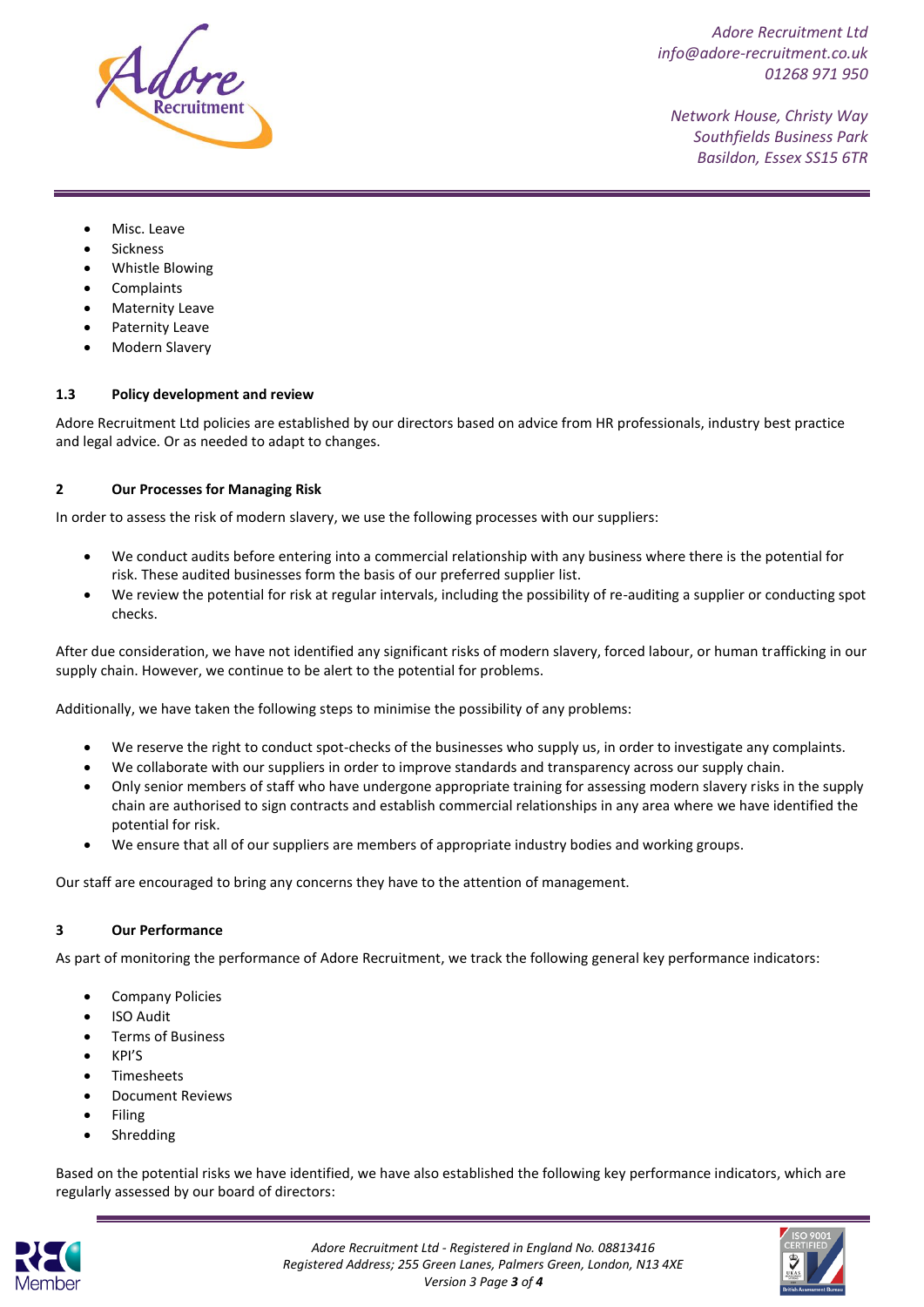- Misc. Leave
- Sickness
- Whistle Blowing
- Complaints
- Maternity Leave
- Paternity Leave
- Modern Slavery

### 1.3 Policy development and review

Adore Recruitment Ltd policies are established by our directors based on advice from HR professionals, industry best practice and legal advice. Or as needed to adapt to changes.

## 2 Our Processes for Managing Risk

In order to assess the risk of modern slavery, we use the following processes with our suppliers:

- We conduct audits before entering into a commercial relationship with any business where there is the potential for risk. These audited businesses form the basis of our preferred supplier list.
- We review the potential for risk at regular intervals, including the possibility of re-auditing a supplier or conducting spot checks.

After due consideration, we have not identified any significant risks of modern slavery, forced labour, or human trafficking in our supply chain. However, we continue to be alert to the potential for problems.

Additionally, we have taken the following steps to minimise the possibility of any problems:

- We reserve the right to conduct spot-checks of the businesses who supply us, in order to investigate any complaints.
- We collaborate with our suppliers in order to improve standards and transparency across our supply chain.
- Only senior members of staff who have undergone appropriate training for assessing modern slavery risks in the supply chain are authorised to sign contracts and establish commercial relationships in any area where we have identified the potential for risk.
- We ensure that all of our suppliers are members of appropriate industry bodies and working groups.

Our staff are encouraged to bring any concerns they have to the attention of management.

## 3 Our Performance

As part of monitoring the performance of Adore Recruitment, we track the following general key performance indicators:

- Company Policies
- ISO Audit
- Terms of Business
- KPI'S
- Timesheets
- Document Reviews
- Filing
- Shredding

Based on the potential risks we have identified, we have also established the following key performance indicators, which are regularly assessed by our board of directors: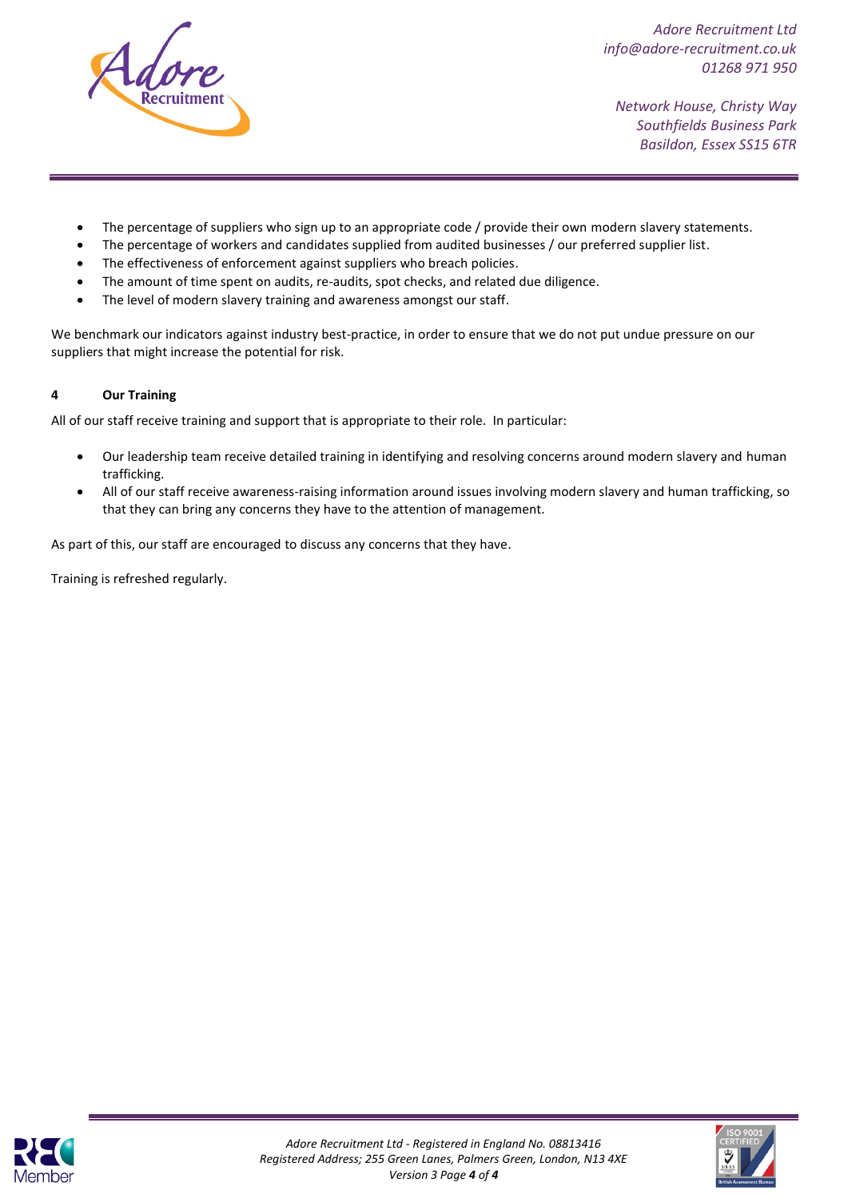- The percentage of suppliers who sign up to an appropriate code / provide their own modern slavery statements.
- The percentage of workers and candidates supplied from audited businesses / our preferred supplier list.
- The effectiveness of enforcement against suppliers who breach policies.
- The amount of time spent on audits, re-audits, spot checks, and related due diligence.
- The level of modern slavery training and awareness amongst our staff.

We benchmark our indicators against industry best-practice, in order to ensure that we do not put undue pressure on our suppliers that might increase the potential for risk.

## 4 Our Training

All of our staff receive training and support that is appropriate to their role. In particular:

- Our leadership team receive detailed training in identifying and resolving concerns around modern slavery and human trafficking.
- All of our staff receive awareness-raising information around issues involving modern slavery and human trafficking, so that they can bring any concerns they have to the attention of management.

As part of this, our staff are encouraged to discuss any concerns that they have.

Training is refreshed regularly.